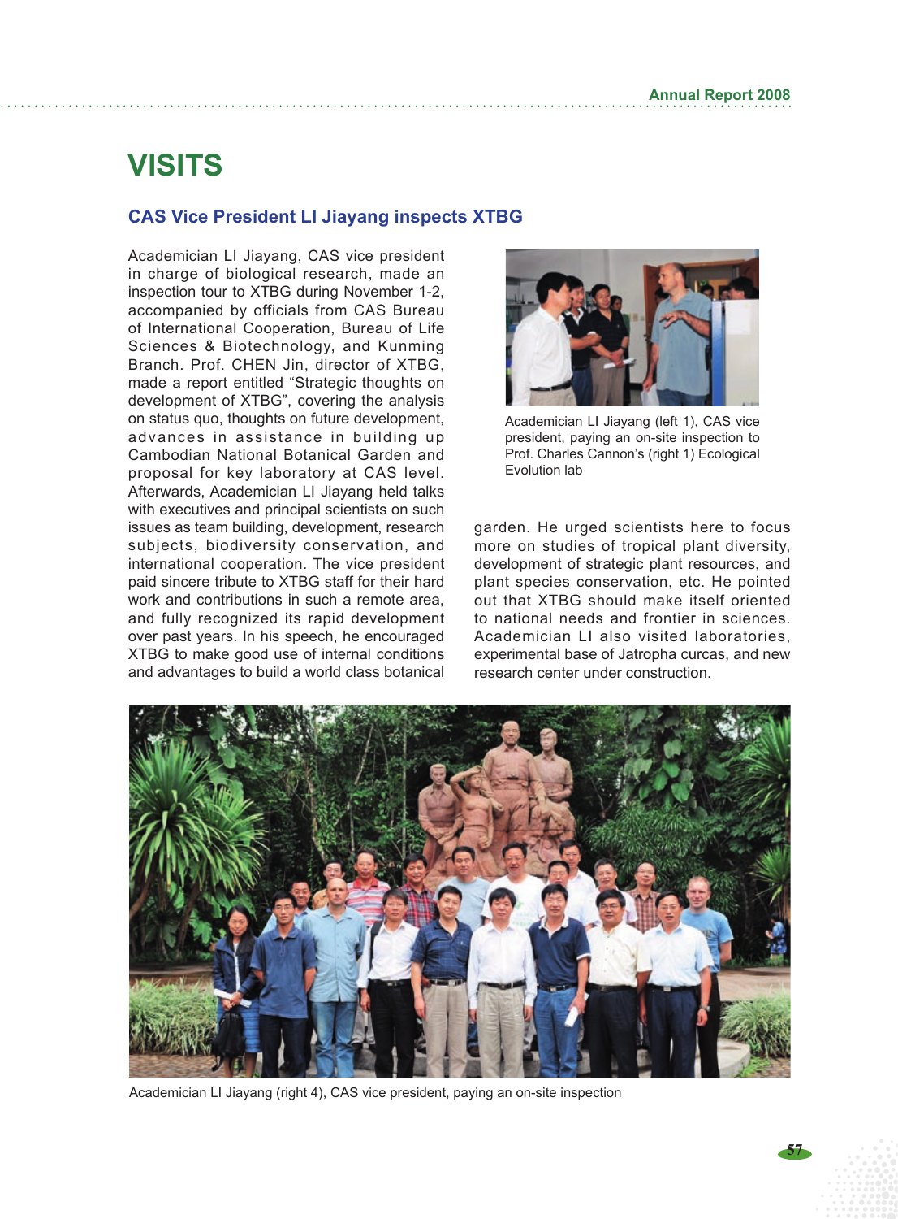# VISITS

## CAS Vice President LI Jiayang inspects XTBG

Academician LI Jiayang, CAS vice president in charge of biological research, made an inspection tour to XTBG during November 1-2, accompanied by officials from CAS Bureau of International Cooperation, Bureau of Life Sciences & Biotechnology, and Kunming Branch. Prof. CHEN Jin, director of XTBG, made a report entitled "Strategic thoughts on development of XTBG", covering the analysis on status quo, thoughts on future development, advances in assistance in building up Cambodian National Botanical Garden and proposal for key laboratory at CAS level. Afterwards, Academician LI Jiayang held talks with executives and principal scientists on such issues as team building, development, research subjects, biodiversity conservation, and international cooperation. The vice president paid sincere tribute to XTBG staff for their hard work and contributions in such a remote area, and fully recognized its rapid development over past years. In his speech, he encouraged XTBG to make good use of internal conditions and advantages to build a world class botanical garden. He urged scientists here to focus more on studies of tropical plant diversity, development of strategic plant resources, and plant species conservation, etc. He pointed out that XTBG should make itself oriented to national needs and frontier in sciences. Academician LI also visited laboratories, experimental base of Jatropha curcas, and new research center under construction.

Academician LI Jiayang (left 1), CAS vice president, paying an on-site inspection to Prof. Charles Cannon's (right 1) Ecological Evolution lab

Academician LI Jiayang (right 4), CAS vice president, paying an on-site inspection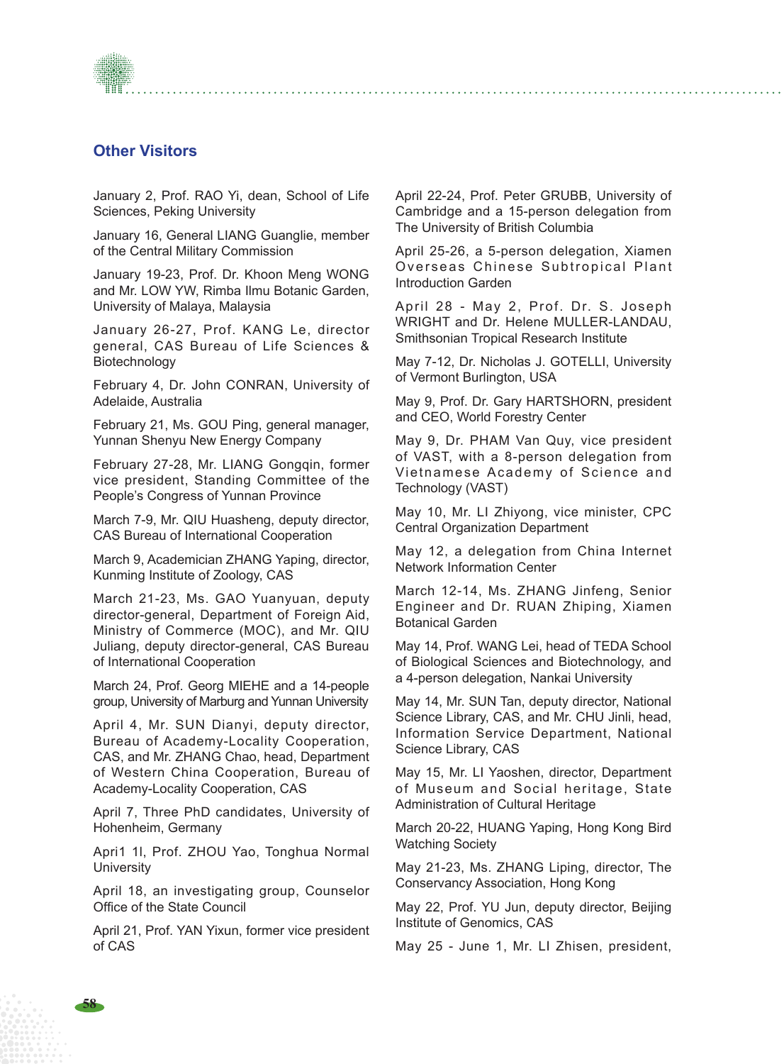## Other Visitors

January 2, Prof. RAO Yi, dean, School of Life Sciences, Peking University

January 16, General LIANG Guanglie, member of the Central Military Commission

January 19-23, Prof. Dr. Khoon Meng WONG and Mr. LOW YW, Rimba Ilmu Botanic Garden, University of Malaya, Malaysia

January 26-27, Prof. KANG Le, director general, CAS Bureau of Life Sciences & Biotechnology

February 4, Dr. John CONRAN, University of Adelaide, Australia

February 21, Ms. GOU Ping, general manager, Yunnan Shenyu New Energy Company

February 27-28, Mr. LIANG Gongqin, former vice president, Standing Committee of the People's Congress of Yunnan Province

March 7-9, Mr. QIU Huasheng, deputy director, CAS Bureau of International Cooperation

March 9, Academician ZHANG Yaping, director, Kunming Institute of Zoology, CAS

March 21-23, Ms. GAO Yuanyuan, deputy director-general, Department of Foreign Aid, Ministry of Commerce (MOC), and Mr. QIU Juliang, deputy director-general, CAS Bureau of International Cooperation

March 24, Prof. Georg MIEHE and a 14-people group, University of Marburg and Yunnan University

April 4, Mr. SUN Dianyi, deputy director, Bureau of Academy-Locality Cooperation, CAS, and Mr. ZHANG Chao, head, Department of Western China Cooperation, Bureau of Academy-Locality Cooperation, CAS

April 7, Three PhD candidates, University of Hohenheim, Germany

Apri1 1l, Prof. ZHOU Yao, Tonghua Normal University

April 18, an investigating group, Counselor Office of the State Council

April 21, Prof. YAN Yixun, former vice president of CAS

April 22-24, Prof. Peter GRUBB, University of Cambridge and a 15-person delegation from The University of British Columbia

April 25-26, a 5-person delegation, Xiamen Overseas Chinese Subtropical Plant Introduction Garden

April 28 - May 2, Prof. Dr. S. Joseph WRIGHT and Dr. Helene MULLER-LANDAU, Smithsonian Tropical Research Institute

May 7-12, Dr. Nicholas J. GOTELLI, University of Vermont Burlington, USA

May 9, Prof. Dr. Gary HARTSHORN, president and CEO, World Forestry Center

May 9, Dr. PHAM Van Quy, vice president of VAST, with a 8-person delegation from Vietnamese Academy of Science and Technology (VAST)

May 10, Mr. LI Zhiyong, vice minister, CPC Central Organization Department

May 12, a delegation from China Internet Network Information Center

March 12-14, Ms. ZHANG Jinfeng, Senior Engineer and Dr. RUAN Zhiping, Xiamen Botanical Garden

May 14, Prof. WANG Lei, head of TEDA School of Biological Sciences and Biotechnology, and a 4-person delegation, Nankai University

May 14, Mr. SUN Tan, deputy director, National Science Library, CAS, and Mr. CHU Jinli, head, Information Service Department, National Science Library, CAS

May 15, Mr. LI Yaoshen, director, Department of Museum and Social heritage, State Administration of Cultural Heritage

March 20-22, HUANG Yaping, Hong Kong Bird Watching Society

May 21-23, Ms. ZHANG Liping, director, The Conservancy Association, Hong Kong

May 22, Prof. YU Jun, deputy director, Beijing Institute of Genomics, CAS

May 25 - June 1, Mr. LI Zhisen, president,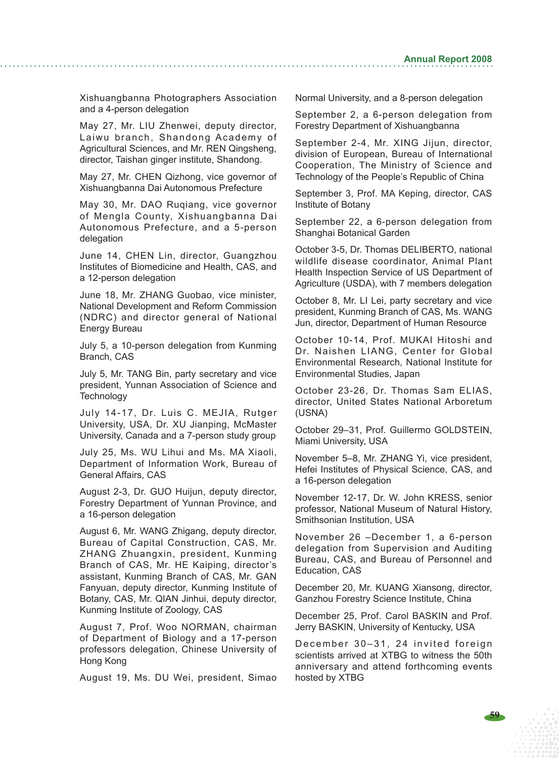Xishuangbanna Photographers Association and a 4-person delegation

May 27, Mr. LIU Zhenwei, deputy director, Laiwu branch, Shandong Academy of Agricultural Sciences, and Mr. REN Qingsheng, director, Taishan ginger institute, Shandong.

May 27, Mr. CHEN Qizhong, vice governor of Xishuangbanna Dai Autonomous Prefecture

May 30, Mr. DAO Ruqiang, vice governor of Mengla County, Xishuangbanna Dai Autonomous Prefecture, and a 5-person delegation

June 14, CHEN Lin, director, Guangzhou Institutes of Biomedicine and Health, CAS, and a 12-person delegation

June 18, Mr. ZHANG Guobao, vice minister, National Development and Reform Commission (NDRC) and director general of National Energy Bureau

July 5, a 10-person delegation from Kunming Branch, CAS

July 5, Mr. TANG Bin, party secretary and vice president, Yunnan Association of Science and Technology

July 14-17, Dr. Luis C. MEJIA, Rutger University, USA, Dr. XU Jianping, McMaster University, Canada and a 7-person study group

July 25, Ms. WU Lihui and Ms. MA Xiaoli, Department of Information Work, Bureau of General Affairs, CAS

August 2-3, Dr. GUO Huijun, deputy director, Forestry Department of Yunnan Province, and a 16-person delegation

August 6, Mr. WANG Zhigang, deputy director, Bureau of Capital Construction, CAS, Mr. ZHANG Zhuangxin, president, Kunming Branch of CAS, Mr. HE Kaiping, director's assistant, Kunming Branch of CAS, Mr. GAN Fanyuan, deputy director, Kunming Institute of Botany, CAS, Mr. QIAN Jinhui, deputy director, Kunming Institute of Zoology, CAS

August 7, Prof. Woo NORMAN, chairman of Department of Biology and a 17-person professors delegation, Chinese University of Hong Kong

August 19, Ms. DU Wei, president, Simao Normal University, and a 8-person delegation

September 2, a 6-person delegation from Forestry Department of Xishuangbanna

September 2-4, Mr. XING Jijun, director, division of European, Bureau of International Cooperation, The Ministry of Science and Technology of the People's Republic of China

September 3, Prof. MA Keping, director, CAS Institute of Botany

September 22, a 6-person delegation from Shanghai Botanical Garden

October 3-5, Dr. Thomas DELIBERTO, national wildlife disease coordinator, Animal Plant Health Inspection Service of US Department of Agriculture (USDA), with 7 members delegation

October 8, Mr. LI Lei, party secretary and vice president, Kunming Branch of CAS, Ms. WANG Jun, director, Department of Human Resource

October 10-14, Prof. MUKAI Hitoshi and Dr. Naishen LIANG, Center for Global Environmental Research, National Institute for Environmental Studies, Japan

October 23-26, Dr. Thomas Sam ELIAS, director, United States National Arboretum (USNA)

October 29–31, Prof. Guillermo GOLDSTEIN, Miami University, USA

November 5–8, Mr. ZHANG Yi, vice president, Hefei Institutes of Physical Science, CAS, and a 16-person delegation

November 12-17, Dr. W. John KRESS, senior professor, National Museum of Natural History, Smithsonian Institution, USA

November 26 –December 1, a 6-person delegation from Supervision and Auditing Bureau, CAS, and Bureau of Personnel and Education, CAS

December 20, Mr. KUANG Xiansong, director, Ganzhou Forestry Science Institute, China

December 25, Prof. Carol BASKIN and Prof. Jerry BASKIN, University of Kentucky, USA

December 30–31, 24 invited foreign scientists arrived at XTBG to witness the 50th anniversary and attend forthcoming events hosted by XTBG